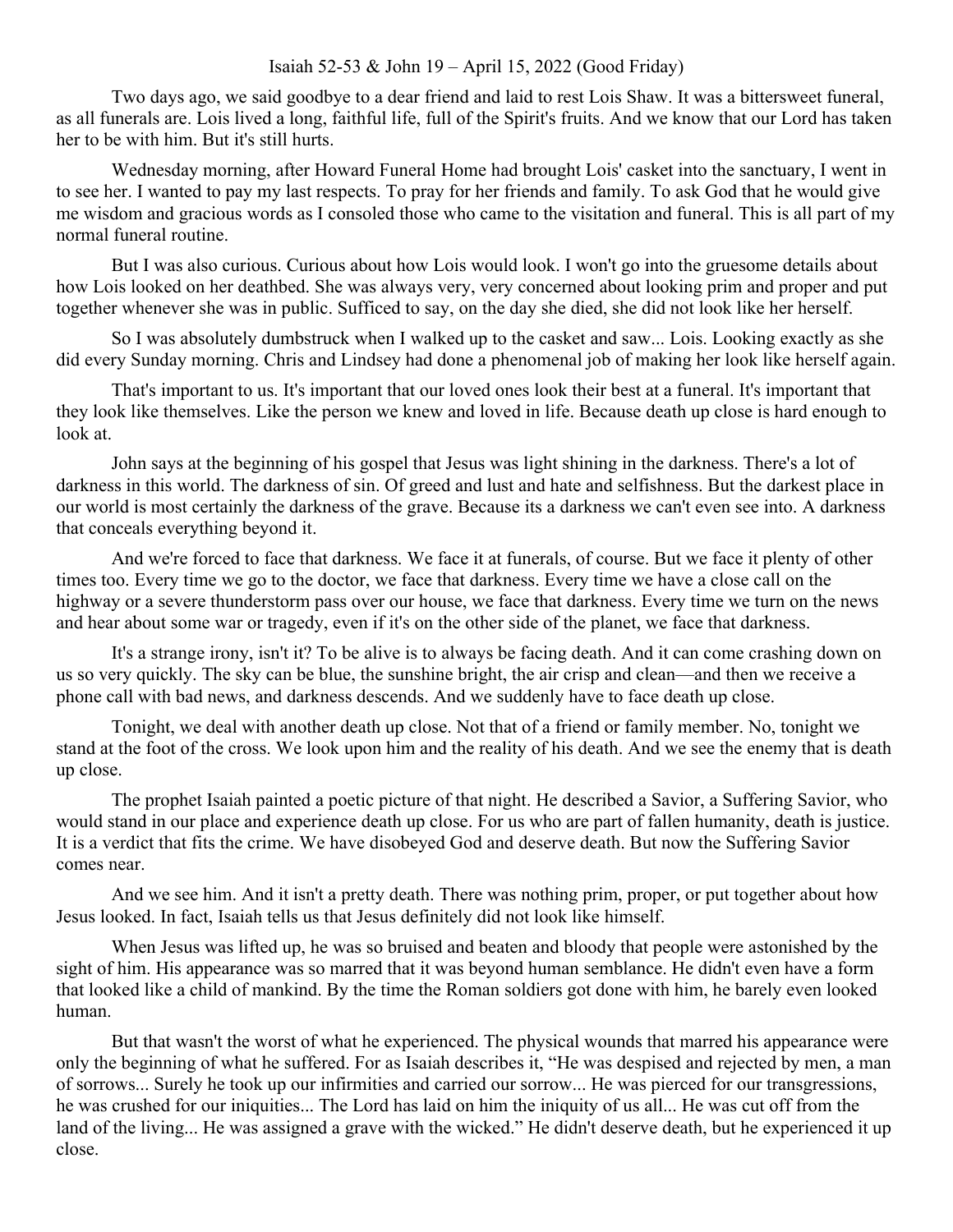Isaiah 52-53 & John 19 – April 15, 2022 (Good Friday)

Two days ago, we said goodbye to a dear friend and laid to rest Lois Shaw. It was a bittersweet funeral, as all funerals are. Lois lived a long, faithful life, full of the Spirit's fruits. And we know that our Lord has taken her to be with him. But it's still hurts.

Wednesday morning, after Howard Funeral Home had brought Lois' casket into the sanctuary, I went in to see her. I wanted to pay my last respects. To pray for her friends and family. To ask God that he would give me wisdom and gracious words as I consoled those who came to the visitation and funeral. This is all part of my normal funeral routine.

But I was also curious. Curious about how Lois would look. I won't go into the gruesome details about how Lois looked on her deathbed. She was always very, very concerned about looking prim and proper and put together whenever she was in public. Sufficed to say, on the day she died, she did not look like her herself.

So I was absolutely dumbstruck when I walked up to the casket and saw... Lois. Looking exactly as she did every Sunday morning. Chris and Lindsey had done a phenomenal job of making her look like herself again.

That's important to us. It's important that our loved ones look their best at a funeral. It's important that they look like themselves. Like the person we knew and loved in life. Because death up close is hard enough to look at.

John says at the beginning of his gospel that Jesus was light shining in the darkness. There's a lot of darkness in this world. The darkness of sin. Of greed and lust and hate and selfishness. But the darkest place in our world is most certainly the darkness of the grave. Because its a darkness we can't even see into. A darkness that conceals everything beyond it.

And we're forced to face that darkness. We face it at funerals, of course. But we face it plenty of other times too. Every time we go to the doctor, we face that darkness. Every time we have a close call on the highway or a severe thunderstorm pass over our house, we face that darkness. Every time we turn on the news and hear about some war or tragedy, even if it's on the other side of the planet, we face that darkness.

It's a strange irony, isn't it? To be alive is to always be facing death. And it can come crashing down on us so very quickly. The sky can be blue, the sunshine bright, the air crisp and clean—and then we receive a phone call with bad news, and darkness descends. And we suddenly have to face death up close.

Tonight, we deal with another death up close. Not that of a friend or family member. No, tonight we stand at the foot of the cross. We look upon him and the reality of his death. And we see the enemy that is death up close.

The prophet Isaiah painted a poetic picture of that night. He described a Savior, a Suffering Savior, who would stand in our place and experience death up close. For us who are part of fallen humanity, death is justice. It is a verdict that fits the crime. We have disobeyed God and deserve death. But now the Suffering Savior comes near.

And we see him. And it isn't a pretty death. There was nothing prim, proper, or put together about how Jesus looked. In fact, Isaiah tells us that Jesus definitely did not look like himself.

When Jesus was lifted up, he was so bruised and beaten and bloody that people were astonished by the sight of him. His appearance was so marred that it was beyond human semblance. He didn't even have a form that looked like a child of mankind. By the time the Roman soldiers got done with him, he barely even looked human.

But that wasn't the worst of what he experienced. The physical wounds that marred his appearance were only the beginning of what he suffered. For as Isaiah describes it, "He was despised and rejected by men, a man of sorrows... Surely he took up our infirmities and carried our sorrow... He was pierced for our transgressions, he was crushed for our iniquities... The Lord has laid on him the iniquity of us all... He was cut off from the land of the living... He was assigned a grave with the wicked." He didn't deserve death, but he experienced it up close.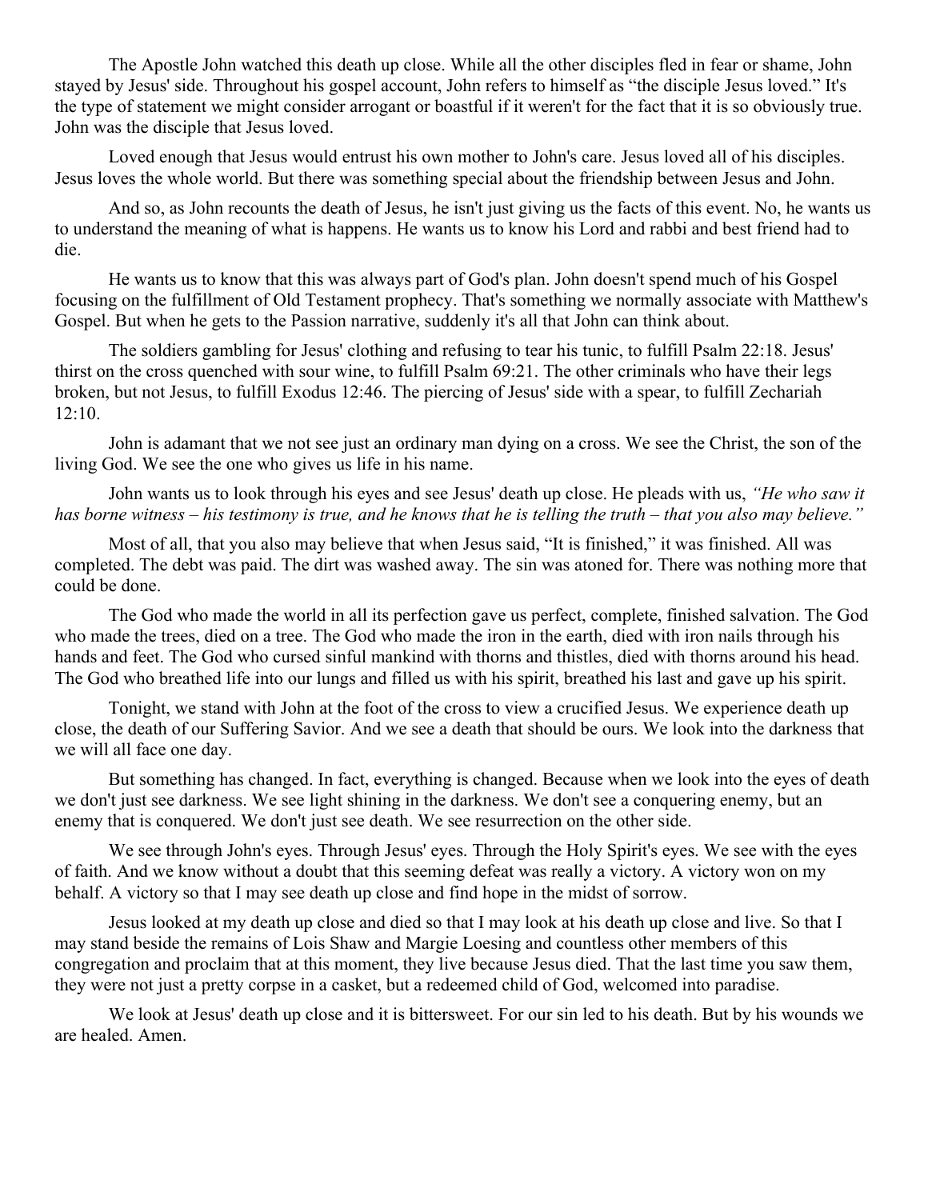The Apostle John watched this death up close. While all the other disciples fled in fear or shame, John stayed by Jesus' side. Throughout his gospel account, John refers to himself as "the disciple Jesus loved." It's the type of statement we might consider arrogant or boastful if it weren't for the fact that it is so obviously true. John was the disciple that Jesus loved.

Loved enough that Jesus would entrust his own mother to John's care. Jesus loved all of his disciples. Jesus loves the whole world. But there was something special about the friendship between Jesus and John.

And so, as John recounts the death of Jesus, he isn't just giving us the facts of this event. No, he wants us to understand the meaning of what is happens. He wants us to know his Lord and rabbi and best friend had to die.

He wants us to know that this was always part of God's plan. John doesn't spend much of his Gospel focusing on the fulfillment of Old Testament prophecy. That's something we normally associate with Matthew's Gospel. But when he gets to the Passion narrative, suddenly it's all that John can think about.

The soldiers gambling for Jesus' clothing and refusing to tear his tunic, to fulfill Psalm 22:18. Jesus' thirst on the cross quenched with sour wine, to fulfill Psalm 69:21. The other criminals who have their legs broken, but not Jesus, to fulfill Exodus 12:46. The piercing of Jesus' side with a spear, to fulfill Zechariah 12:10.

John is adamant that we not see just an ordinary man dying on a cross. We see the Christ, the son of the living God. We see the one who gives us life in his name.

John wants us to look through his eyes and see Jesus' death up close. He pleads with us, *"He who saw it has borne witness – his testimony is true, and he knows that he is telling the truth – that you also may believe."*

Most of all, that you also may believe that when Jesus said, "It is finished," it was finished. All was completed. The debt was paid. The dirt was washed away. The sin was atoned for. There was nothing more that could be done.

The God who made the world in all its perfection gave us perfect, complete, finished salvation. The God who made the trees, died on a tree. The God who made the iron in the earth, died with iron nails through his hands and feet. The God who cursed sinful mankind with thorns and thistles, died with thorns around his head. The God who breathed life into our lungs and filled us with his spirit, breathed his last and gave up his spirit.

Tonight, we stand with John at the foot of the cross to view a crucified Jesus. We experience death up close, the death of our Suffering Savior. And we see a death that should be ours. We look into the darkness that we will all face one day.

But something has changed. In fact, everything is changed. Because when we look into the eyes of death we don't just see darkness. We see light shining in the darkness. We don't see a conquering enemy, but an enemy that is conquered. We don't just see death. We see resurrection on the other side.

We see through John's eyes. Through Jesus' eyes. Through the Holy Spirit's eyes. We see with the eyes of faith. And we know without a doubt that this seeming defeat was really a victory. A victory won on my behalf. A victory so that I may see death up close and find hope in the midst of sorrow.

Jesus looked at my death up close and died so that I may look at his death up close and live. So that I may stand beside the remains of Lois Shaw and Margie Loesing and countless other members of this congregation and proclaim that at this moment, they live because Jesus died. That the last time you saw them, they were not just a pretty corpse in a casket, but a redeemed child of God, welcomed into paradise.

We look at Jesus' death up close and it is bittersweet. For our sin led to his death. But by his wounds we are healed. Amen.